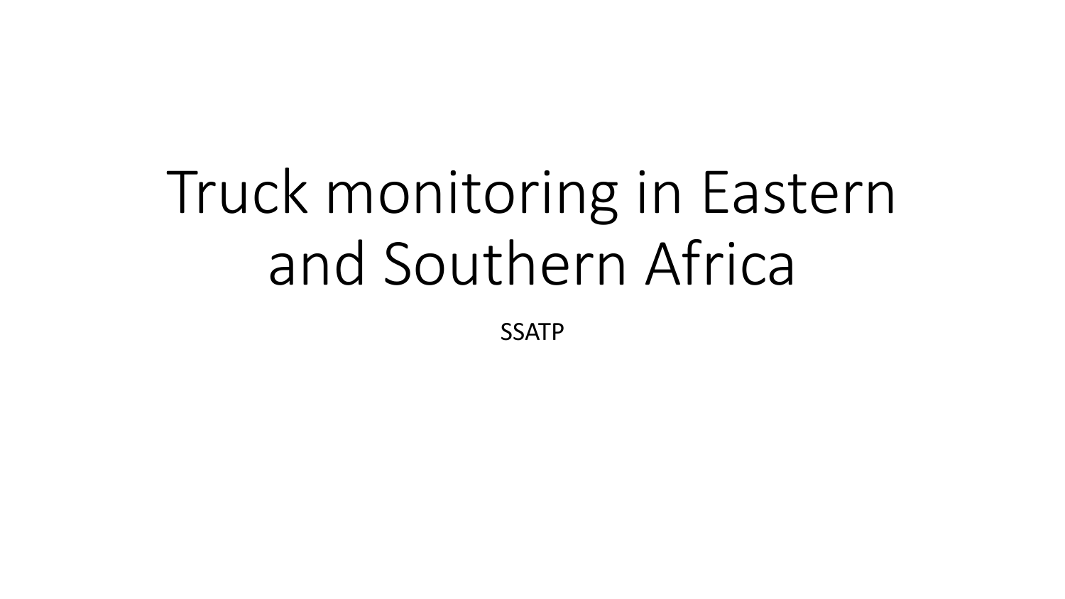# Truck monitoring in Eastern and Southern Africa

SSATP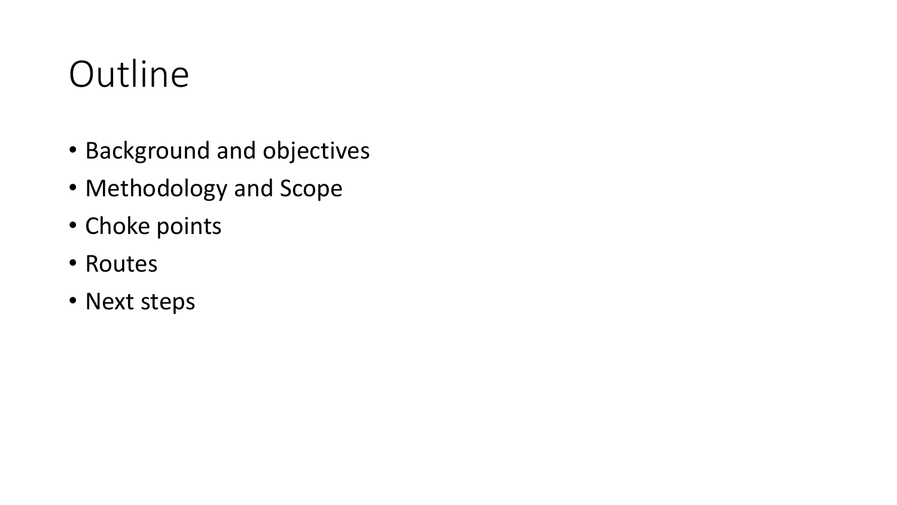# Outline

- Background and objectives
- Methodology and Scope
- Choke points
- Routes
- Next steps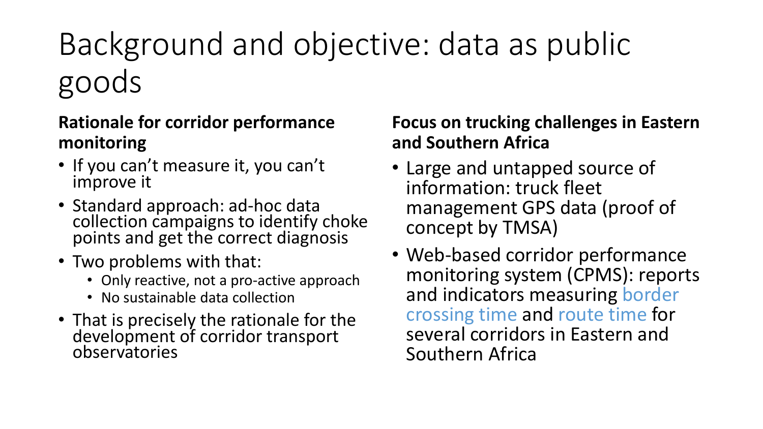# Background and objective: data as public goods

**Rationale for corridor performance monitoring**

- If you can't measure it, you can't improve it
- Standard approach: ad-hoc data collection campaigns to identify choke points and get the correct diagnosis
- Two problems with that:
  - Only reactive, not a pro-active approach
  - No sustainable data collection
- That is precisely the rationale for the development of corridor transport observatories

**Focus on trucking challenges in Eastern and Southern Africa**

- Large and untapped source of information: truck fleet management GPS data (proof of concept by TMSA)
- Web-based corridor performance monitoring system (CPMS): reports and indicators measuring border crossing time and route time for several corridors in Eastern and Southern Africa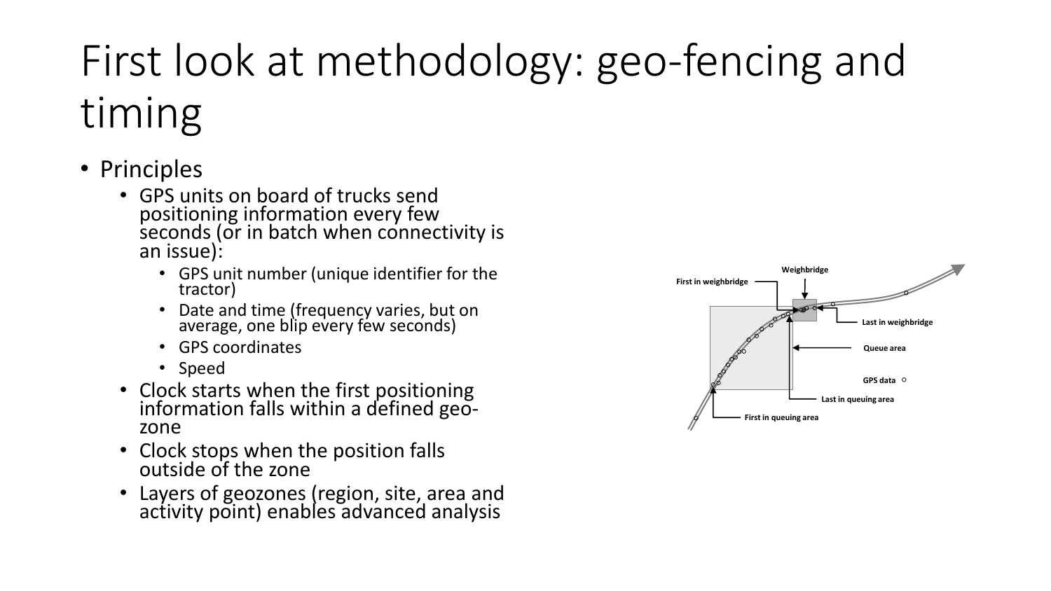# First look at methodology: geo-fencing and timing

- Principles
  - GPS units on board of trucks send positioning information every few seconds (or in batch when connectivity is an issue):
    - GPS unit number (unique identifier for the tractor)
    - Date and time (frequency varies, but on average, one blip every few seconds)
    - GPS coordinates
    - Speed
  - Clock starts when the first positioning information falls within a defined geo-zone
  - Clock stops when the position falls outside of the zone
  - Layers of geozones (region, site, area and activity point) enables advanced analysis

Weighbridge

First in weighbridge

Last in weighbridge

Queue area

GPS data

Last in queuing area

First in queuing area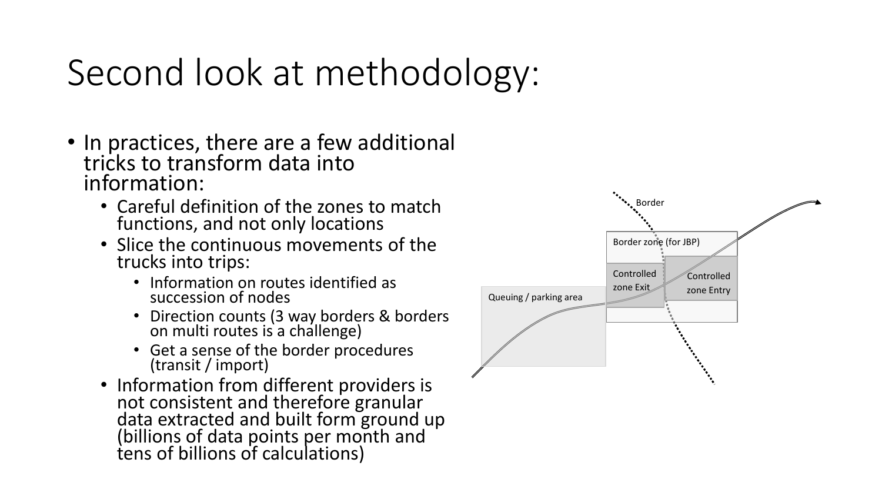# Second look at methodology:

- In practices, there are a few additional tricks to transform data into information:
  - Careful definition of the zones to match functions, and not only locations
  - Slice the continuous movements of the trucks into trips:
    - Information on routes identified as succession of nodes
    - Direction counts (3 way borders & borders on multi routes is a challenge)
    - Get a sense of the border procedures (transit / import)
  - Information from different providers is not consistent and therefore granular data extracted and built form ground up (billions of data points per month and tens of billions of calculations)

Border

Border zone (for JBP)

Controlled zone Exit

Controlled zone Entry

Queuing / parking area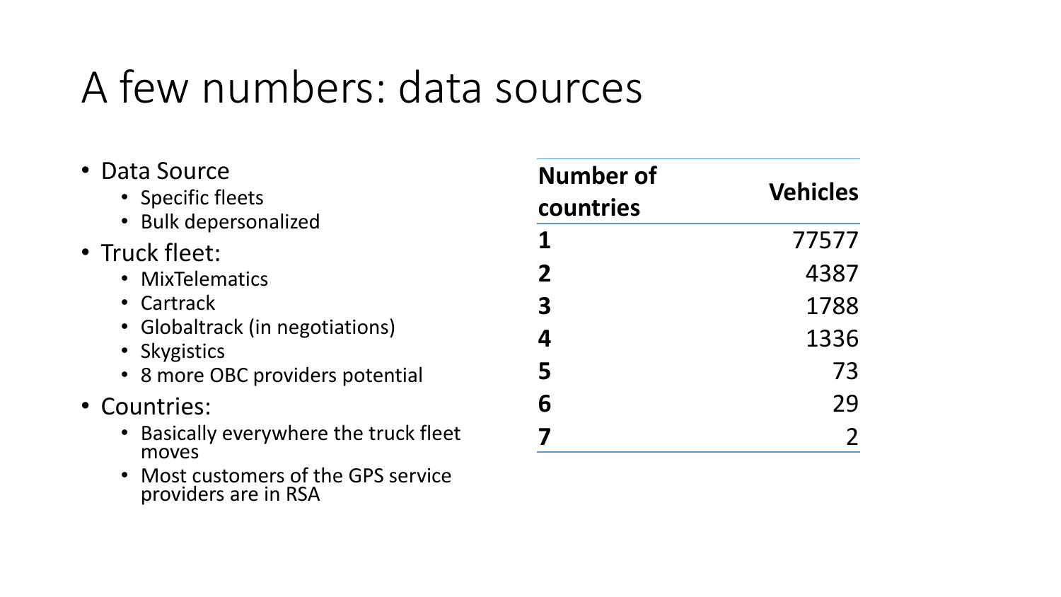# A few numbers: data sources

- Data Source
  - Specific fleets
  - Bulk depersonalized
- Truck fleet:
  - MixTelematics
  - Cartrack
  - Globaltrack (in negotiations)
  - Skygistics
  - 8 more OBC providers potential
- Countries:
  - Basically everywhere the truck fleet moves
  - Most customers of the GPS service providers are in RSA

| Number of countries | Vehicles |
|---|---:|
| **1** | 77577 |
| **2** | 4387 |
| **3** | 1788 |
| **4** | 1336 |
| **5** | 73 |
| **6** | 29 |
| **7** | 2 |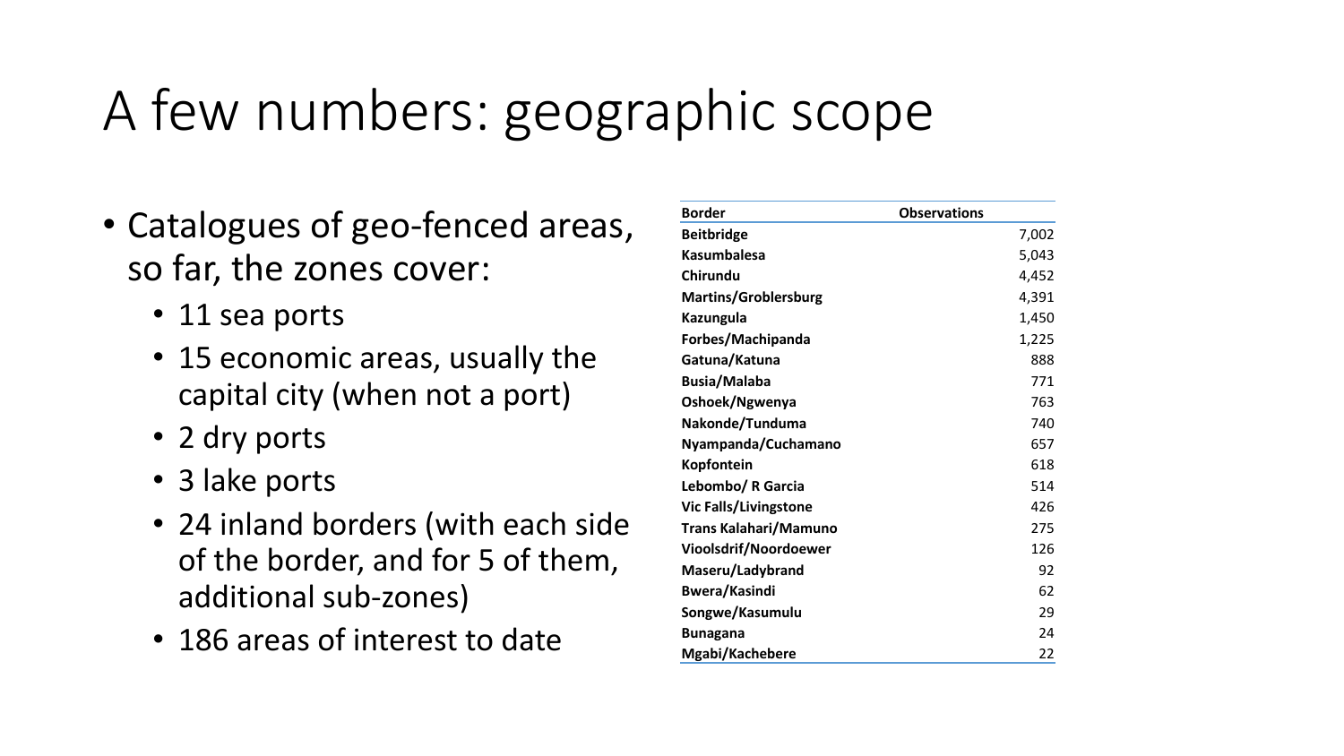# A few numbers: geographic scope

- Catalogues of geo-fenced areas, so far, the zones cover:
  - 11 sea ports
  - 15 economic areas, usually the capital city (when not a port)
  - 2 dry ports
  - 3 lake ports
  - 24 inland borders (with each side of the border, and for 5 of them, additional sub-zones)
  - 186 areas of interest to date

| Border | Observations |
| --- | --- |
| **Beitbridge** | 7,002 |
| **Kasumbalesa** | 5,043 |
| **Chirundu** | 4,452 |
| **Martins/Groblersburg** | 4,391 |
| **Kazungula** | 1,450 |
| **Forbes/Machipanda** | 1,225 |
| **Gatuna/Katuna** | 888 |
| **Busia/Malaba** | 771 |
| **Oshoek/Ngwenya** | 763 |
| **Nakonde/Tunduma** | 740 |
| **Nyampanda/Cuchamano** | 657 |
| **Kopfontein** | 618 |
| **Lebombo/ R Garcia** | 514 |
| **Vic Falls/Livingstone** | 426 |
| **Trans Kalahari/Mamuno** | 275 |
| **Vioolsdrif/Noordoewer** | 126 |
| **Maseru/Ladybrand** | 92 |
| **Bwera/Kasindi** | 62 |
| **Songwe/Kasumulu** | 29 |
| **Bunagana** | 24 |
| **Mgabi/Kachebere** | 22 |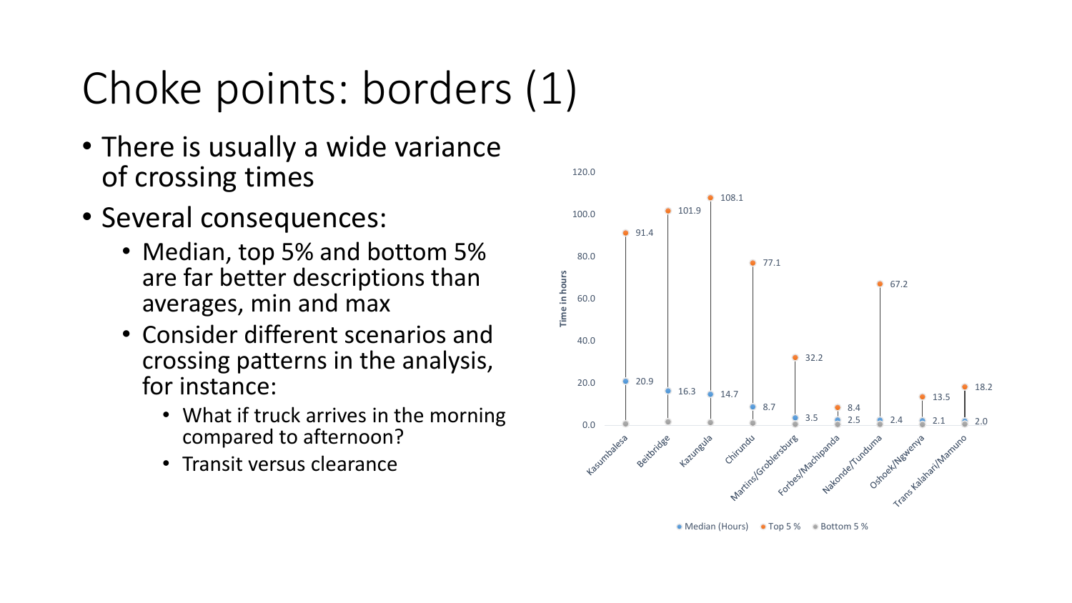# Choke points: borders (1)

- There is usually a wide variance of crossing times
- Several consequences:
  - Median, top 5% and bottom 5% are far better descriptions than averages, min and max
  - Consider different scenarios and crossing patterns in the analysis, for instance:
    - What if truck arrives in the morning compared to afternoon?
    - Transit versus clearance

| Border | Median (Hours) | Top 5 % |
| --- | --- | --- |
| Kasumbalesa | 20.9 | 91.4 |
| Beitbridge | 16.3 | 101.9 |
| Kazungula | 14.7 | 108.1 |
| Chirundu | 8.7 | 77.1 |
| Martins/Groblersburg | 3.5 | 32.2 |
| Forbes/Machipanda | 2.5 | 8.4 |
| Nakonde/Tunduma | 2.4 | 67.2 |
| Oshoek/Ngwenya | 2.1 | 13.5 |
| Trans Kalahari/Mamuno | 2.0 | 18.2 |

Time in hours

Median (Hours) · Top 5 % · Bottom 5 %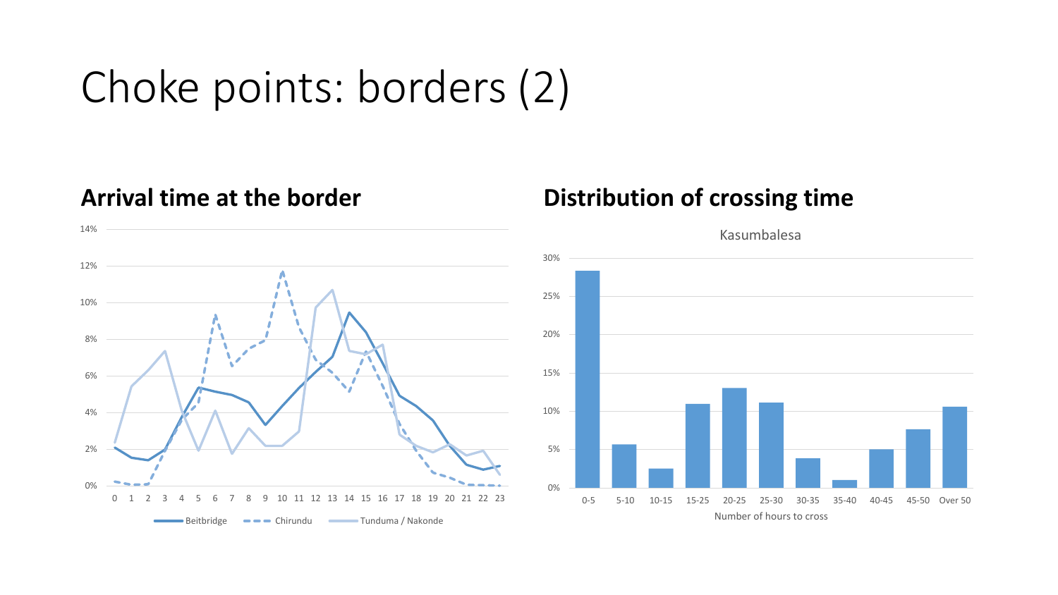# Choke points: borders (2)

## Arrival time at the border

Legend: Beitbridge, Chirundu, Tunduma / Nakonde

## Distribution of crossing time

Kasumbalesa

Number of hours to cross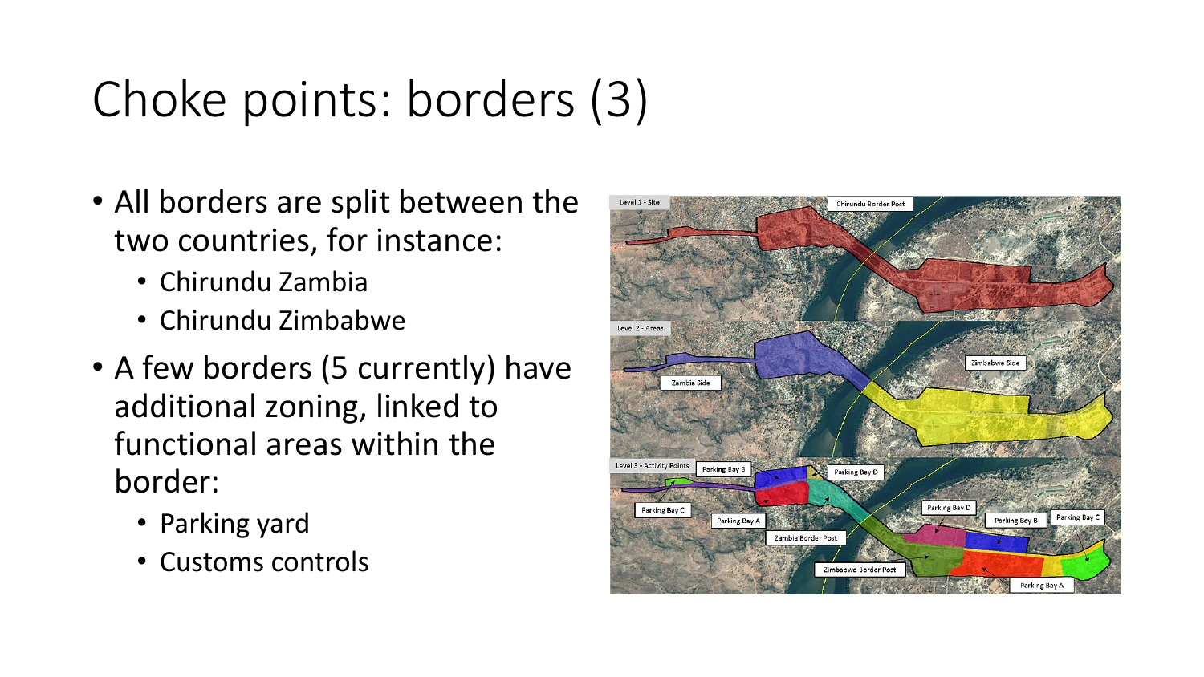# Choke points: borders (3)

- All borders are split between the two countries, for instance:
  - Chirundu Zambia
  - Chirundu Zimbabwe
- A few borders (5 currently) have additional zoning, linked to functional areas within the border:
  - Parking yard
  - Customs controls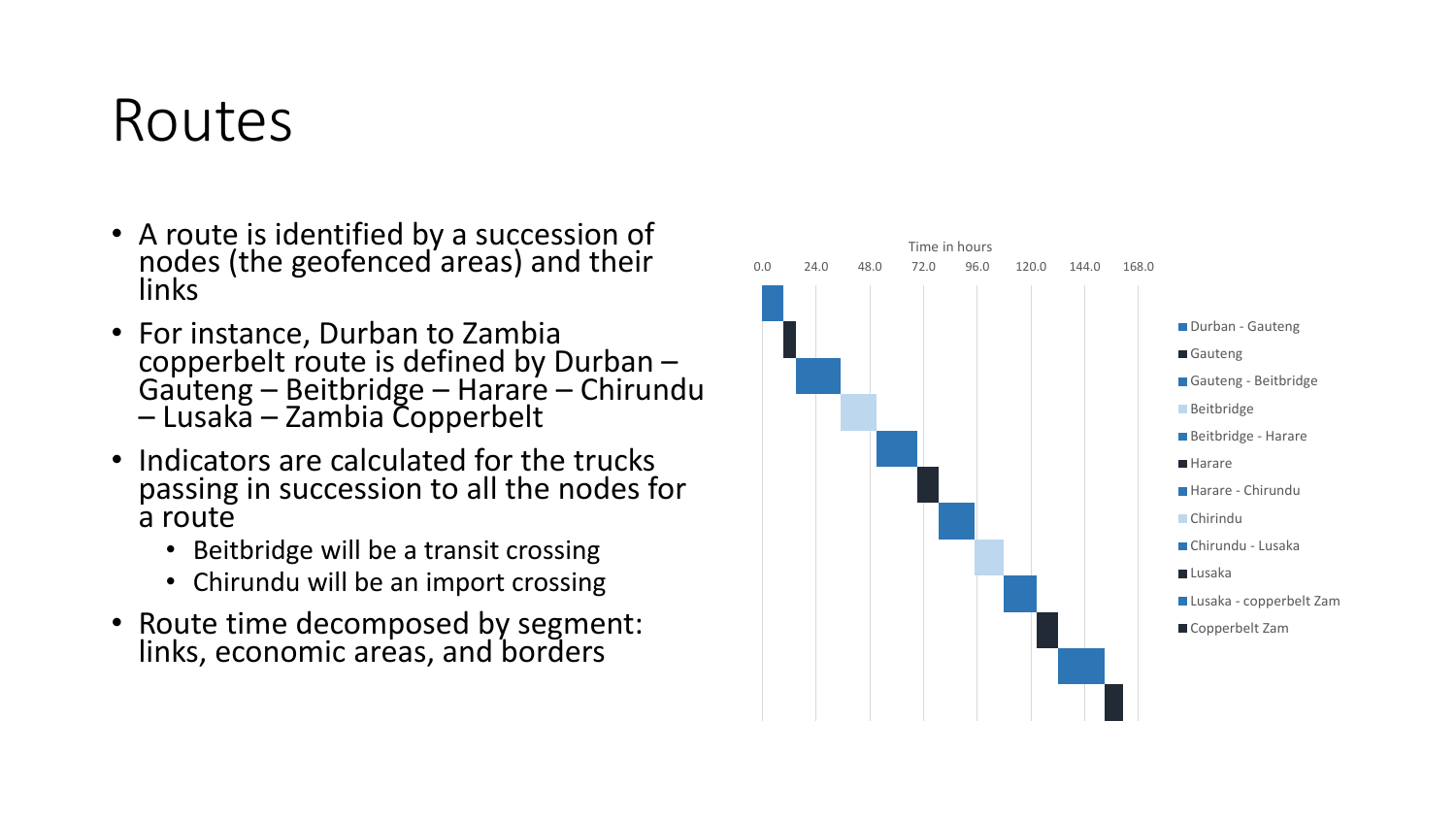# Routes

- A route is identified by a succession of nodes (the geofenced areas) and their links
- For instance, Durban to Zambia copperbelt route is defined by Durban – Gauteng – Beitbridge – Harare – Chirundu – Lusaka – Zambia Copperbelt
- Indicators are calculated for the trucks passing in succession to all the nodes for a route
  - Beitbridge will be a transit crossing
  - Chirundu will be an import crossing
- Route time decomposed by segment: links, economic areas, and borders

Time in hours

0.0 24.0 48.0 72.0 96.0 120.0 144.0 168.0

- Durban - Gauteng
- Gauteng
- Gauteng - Beitbridge
- Beitbridge
- Beitbridge - Harare
- Harare
- Harare - Chirundu
- Chirindu
- Chirundu - Lusaka
- Lusaka
- Lusaka - copperbelt Zam
- Copperbelt Zam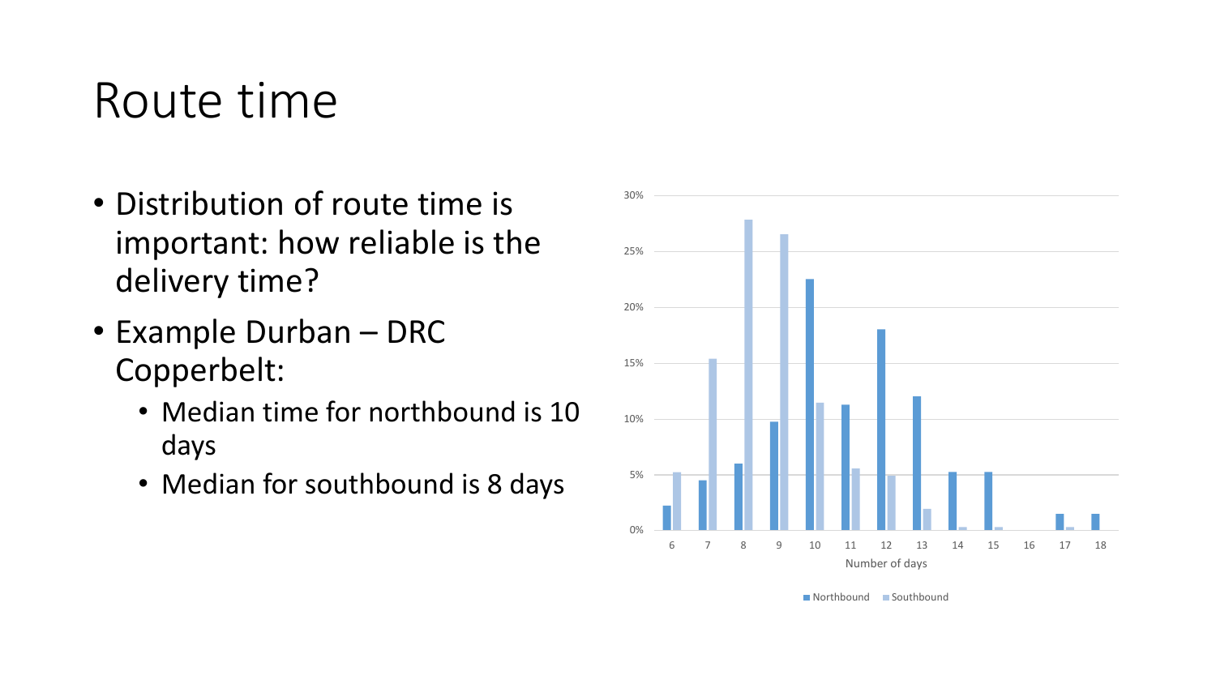# Route time

- Distribution of route time is important: how reliable is the delivery time?
- Example Durban – DRC Copperbelt:
  - Median time for northbound is 10 days
  - Median for southbound is 8 days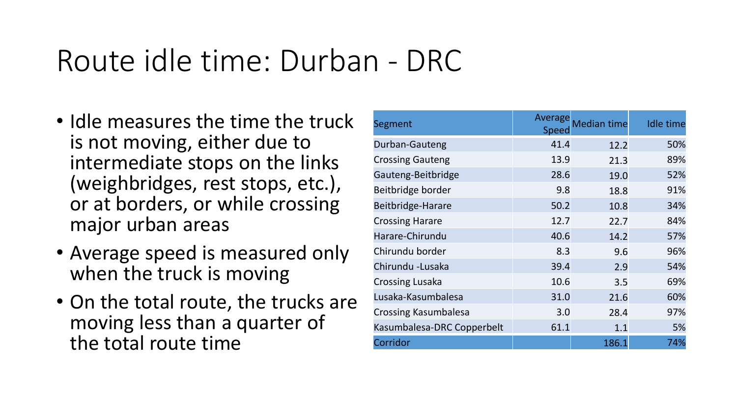# Route idle time: Durban - DRC

- Idle measures the time the truck is not moving, either due to intermediate stops on the links (weighbridges, rest stops, etc.), or at borders, or while crossing major urban areas
- Average speed is measured only when the truck is moving
- On the total route, the trucks are moving less than a quarter of the total route time

| Segment | Average Speed | Median time | Idle time |
|---|---|---|---|
| Durban-Gauteng | 41.4 | 12.2 | 50% |
| Crossing Gauteng | 13.9 | 21.3 | 89% |
| Gauteng-Beitbridge | 28.6 | 19.0 | 52% |
| Beitbridge border | 9.8 | 18.8 | 91% |
| Beitbridge-Harare | 50.2 | 10.8 | 34% |
| Crossing Harare | 12.7 | 22.7 | 84% |
| Harare-Chirundu | 40.6 | 14.2 | 57% |
| Chirundu border | 8.3 | 9.6 | 96% |
| Chirundu -Lusaka | 39.4 | 2.9 | 54% |
| Crossing Lusaka | 10.6 | 3.5 | 69% |
| Lusaka-Kasumbalesa | 31.0 | 21.6 | 60% |
| Crossing Kasumbalesa | 3.0 | 28.4 | 97% |
| Kasumbalesa-DRC Copperbelt | 61.1 | 1.1 | 5% |
| Corridor | | 186.1 | 74% |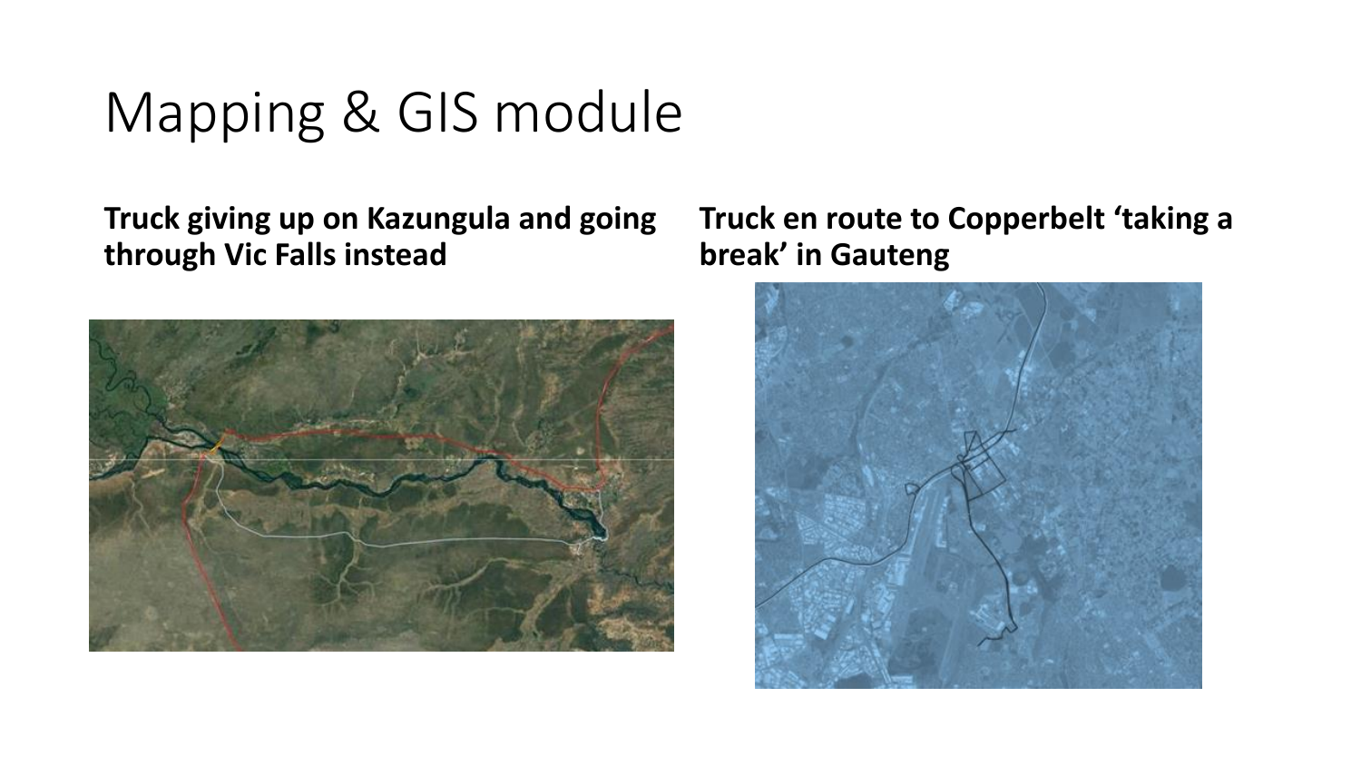# Mapping & GIS module

**Truck giving up on Kazungula and going through Vic Falls instead**

**Truck en route to Copperbelt 'taking a break' in Gauteng**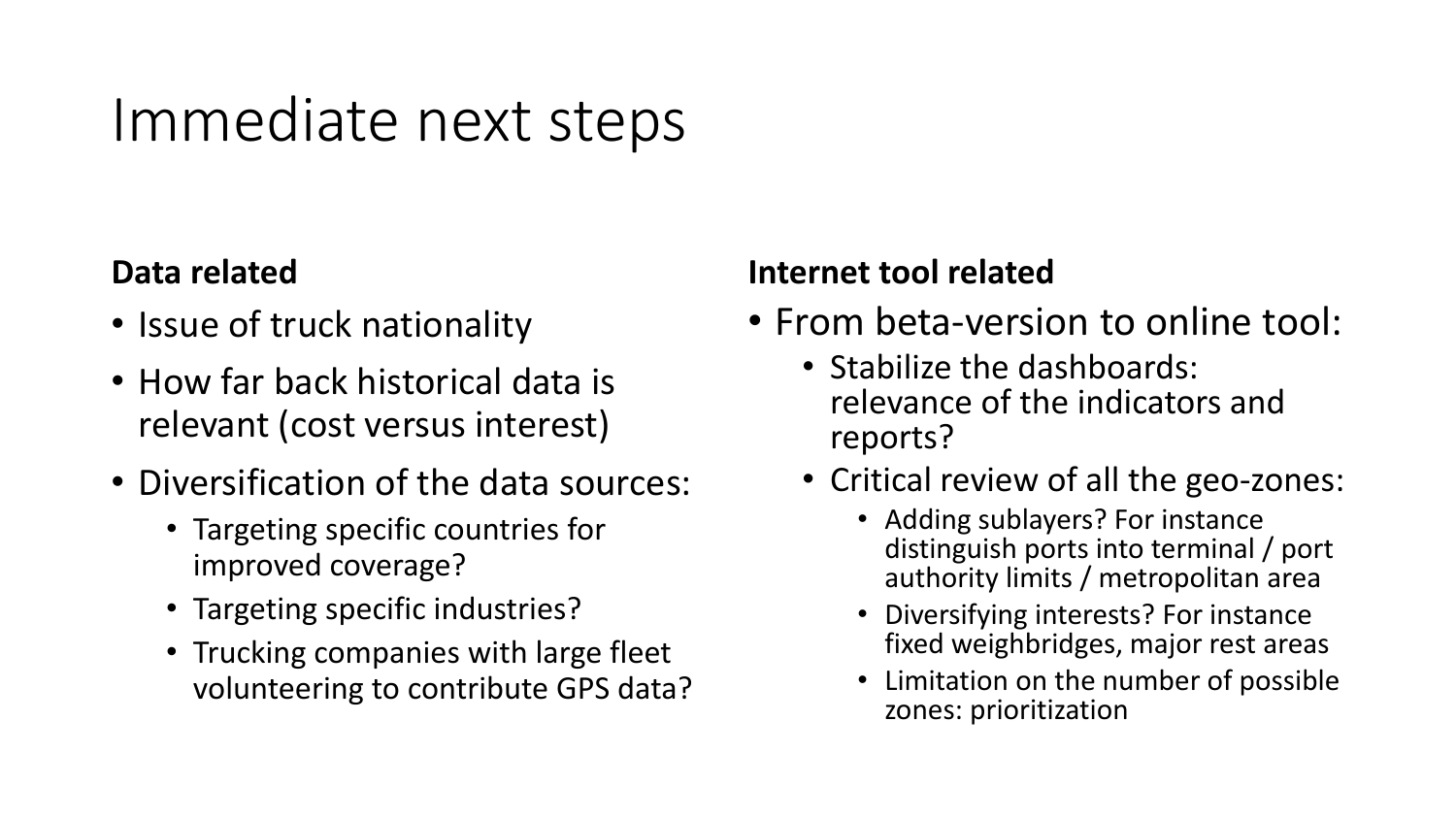# Immediate next steps

**Data related**

- Issue of truck nationality
- How far back historical data is relevant (cost versus interest)
- Diversification of the data sources:
  - Targeting specific countries for improved coverage?
  - Targeting specific industries?
  - Trucking companies with large fleet volunteering to contribute GPS data?

**Internet tool related**

- From beta-version to online tool:
  - Stabilize the dashboards: relevance of the indicators and reports?
  - Critical review of all the geo-zones:
    - Adding sublayers? For instance distinguish ports into terminal / port authority limits / metropolitan area
    - Diversifying interests? For instance fixed weighbridges, major rest areas
    - Limitation on the number of possible zones: prioritization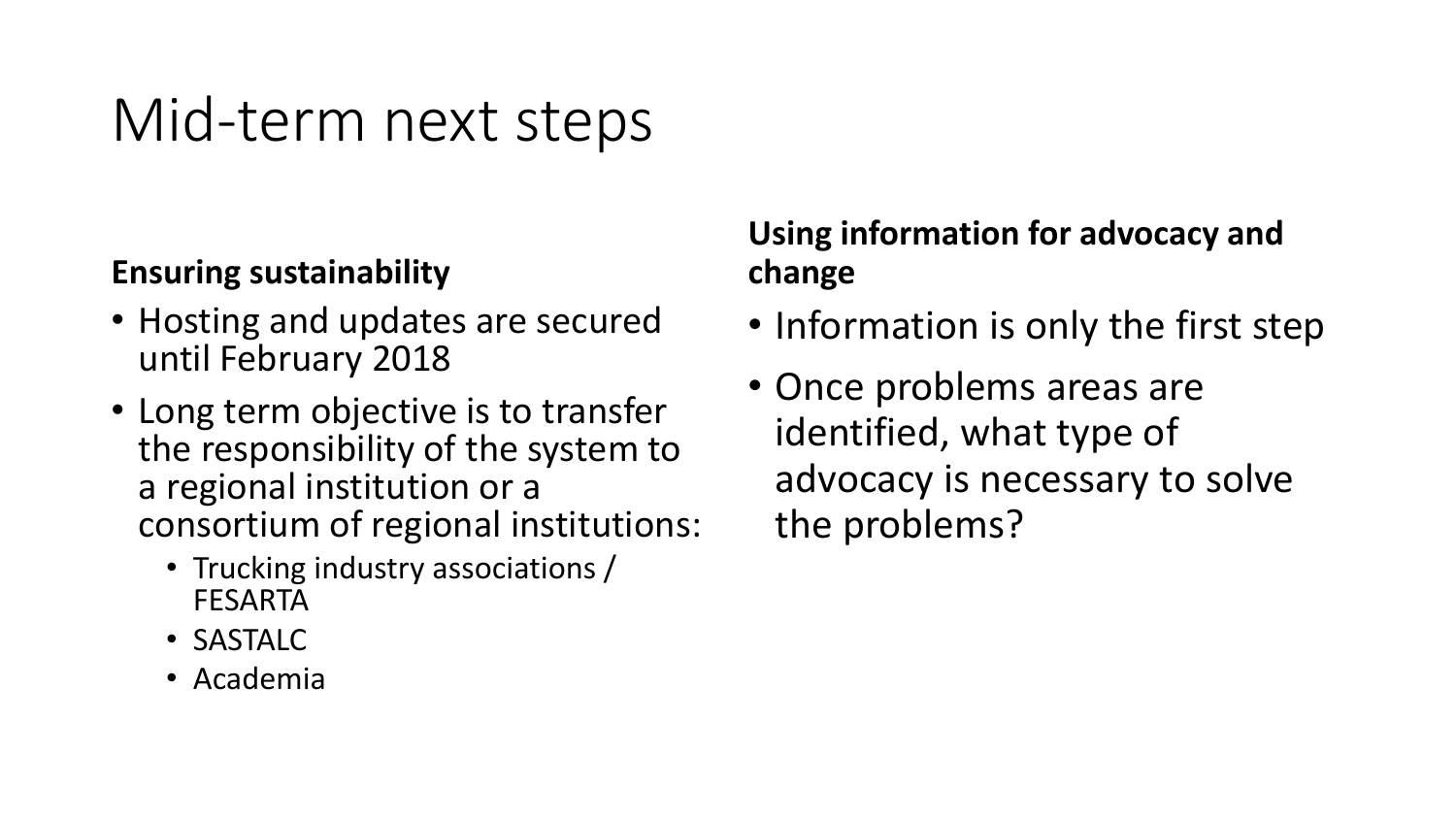# Mid-term next steps

**Ensuring sustainability**

- Hosting and updates are secured until February 2018
- Long term objective is to transfer the responsibility of the system to a regional institution or a consortium of regional institutions:
  - Trucking industry associations / FESARTA
  - SASTALC
  - Academia

**Using information for advocacy and change**

- Information is only the first step
- Once problems areas are identified, what type of advocacy is necessary to solve the problems?